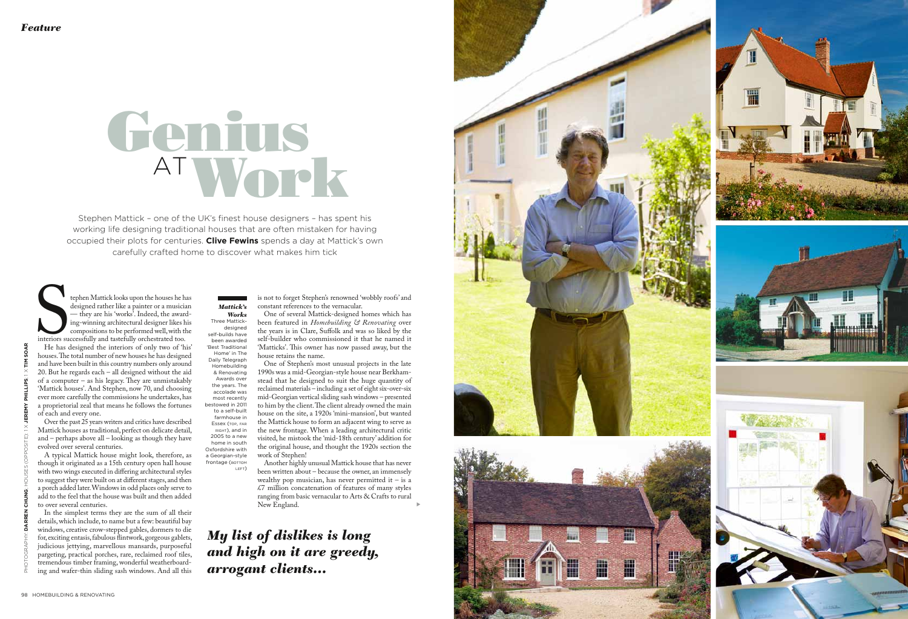*Feature*

# Genius AT Work

Stephen Mattick – one of the UK's finest house designers – has spent his working life designing traditional houses that are often mistaken for having occupied their plots for centuries. **Clive Fewins** spends a day at Mattick's own carefully crafted home to discover what makes him tick

Stephen Mattick looks upon the houses he has designed rather like a painter or a musician — they are his 'works'. Indeed, the award-winning architectural designer likes his compositions to be performed well, with the interiors successfully and tastefully orchestrated too.

He has designed the interiors of only two of 'his' houses. The total number of new houses he has designed and have been built in this country numbers only around 20. But he regards each – all designed without the aid of a computer – as his legacy. They are unmistakably 'Mattick houses'. And Stephen, now 70, and choosing ever more carefully the commissions he undertakes, has a proprietorial zeal that means he follows the fortunes of each and every one.

Over the past 25 years writers and critics have described Mattick houses as traditional, perfect on delicate detail, and – perhaps above all – looking as though they have evolved over several centuries.

A typical Mattick house might look, therefore, as though it originated as a 15th century open hall house with two wings executed in differing architectural styles to suggest they were built on at different stages, and then a porch added later. Windows in odd places only serve to add to the feel that the house was built and then added to over several centuries.

In the simplest terms they are the sum of all their details, which include, to name but a few: beautiful bay windows, creative crow-stepped gables, dormers to die for, exciting entasis, fabulous flintwork, gorgeous gablets, judicious jettying, marvellous mansards, purposeful pargeting, practical porches, rare, reclaimed roof tiles, tremendous timber framing, wonderful weatherboarding and wafer-thin sliding sash windows. And all this is not to forget Stephen's renowned 'wobbly roofs' and constant references to the vernacular.

One of several Mattick-designed homes which has been featured in *Homebuilding & Renovating* over the years is in Clare, Suffolk and was so liked by the self-builder who commissioned it that he named it 'Matticks'. This owner has now passed away, but the house retains the name.

One of Stephen's most unusual projects in the late 1990s was a mid-Georgian-style house near Berkhamstead that he designed to suit the huge quantity of reclaimed materials – including a set of eight six-over-six mid-Georgian vertical sliding sash windows – presented to him by the client. The client already owned the main house on the site, a 1920s 'mini-mansion', but wanted the Mattick house to form an adjacent wing to serve as the new frontage. When a leading architectural critic visited, he mistook the 'mid-18th century' addition for the original house, and thought the 1920s section the work of Stephen!

Another highly unusual Mattick house that has never been written about – because the owner, an immensely wealthy pop musician, has never permitted it – is a £7 million concatenation of features of many styles ranging from basic vernacular to Arts & Crafts to rural New England.

***Mattick's Works*** Three Mattick-designed self-builds have been awarded 'Best Traditional Home' in The Daily Telegraph Homebuilding & Renovating Awards over the years. The accolade was most recently bestowed in 2011 to a self-built farmhouse in Essex (top, far right), and in 2005 to a new home in south Oxfordshire with a Georgian-style frontage (bottom left)

***My list of dislikes is long and high on it are greedy, arrogant clients...***

Photography: Darren Chung. Houses (opposite): 1 x Jeremy Phillips; 1 x Tim Soar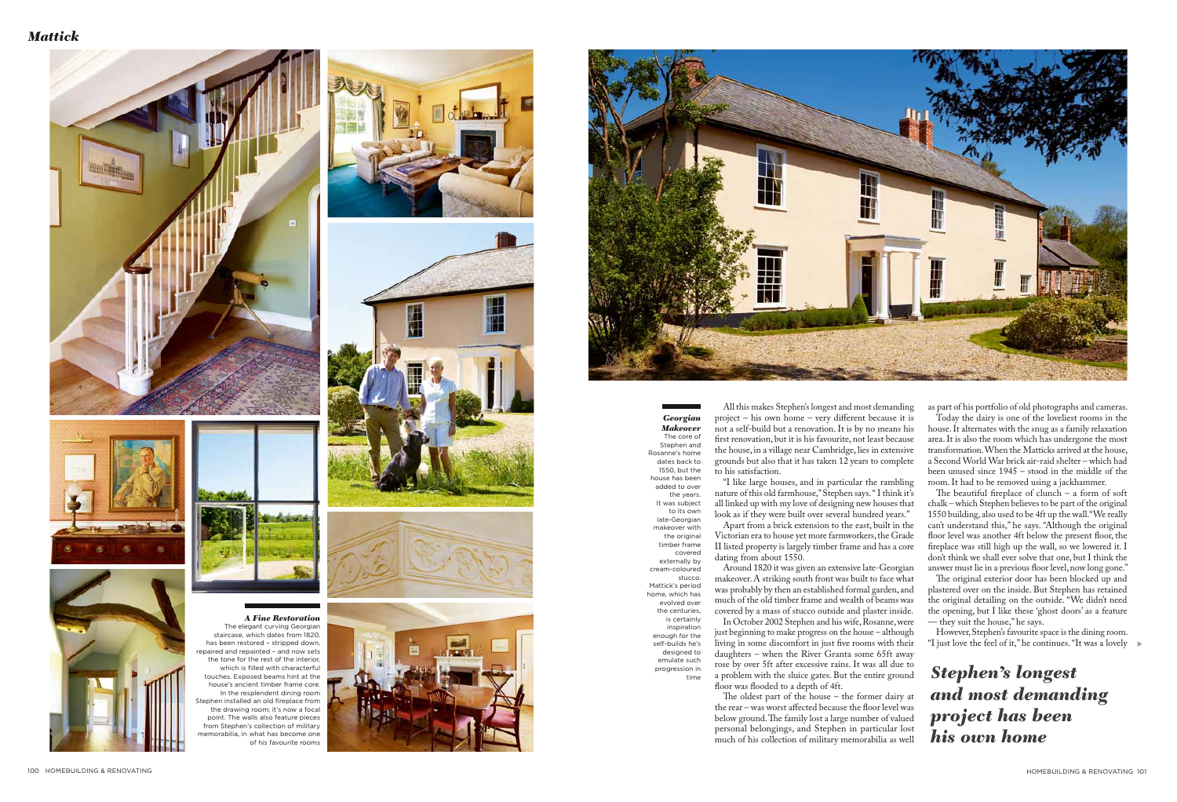## Georgian Makeover

The core of Stephen and Rosanne's home dates back to 1550, but the house has been added to over the years. It was subject to its own late-Georgian makeover with the original timber frame covered externally by cream-coloured stucco. Mattick's period home, which has evolved over the centuries, is certainly inspiration enough for the self-builds he's designed to emulate such progression in time

All this makes Stephen's longest and most demanding project – his own home – very different because it is not a self-build but a renovation. It is by no means his first renovation, but it is his favourite, not least because the house, in a village near Cambridge, lies in extensive grounds but also that it has taken 12 years to complete to his satisfaction.

"I like large houses, and in particular the rambling nature of this old farmhouse," Stephen says. "I think it's all linked up with my love of designing new houses that look as if they were built over several hundred years."

Apart from a brick extension to the east, built in the Victorian era to house yet more farmworkers, the Grade II listed property is largely timber frame and has a core dating from about 1550.

Around 1820 it was given an extensive late-Georgian makeover. A striking south front was built to face what was probably by then an established formal garden, and much of the old timber frame and wealth of beams was covered by a mass of stucco outside and plaster inside.

In October 2002 Stephen and his wife, Rosanne, were just beginning to make progress on the house – although living in some discomfort in just five rooms with their daughters – when the River Granta some 65ft away rose by over 5ft after excessive rains. It was all due to a problem with the sluice gates. But the entire ground floor was flooded to a depth of 4ft.

The oldest part of the house – the former dairy at the rear – was worst affected because the floor level was below ground. The family lost a large number of valued personal belongings, and Stephen in particular lost much of his collection of military memorabilia as well as part of his portfolio of old photographs and cameras.

Today the dairy is one of the loveliest rooms in the house. It alternates with the snug as a family relaxation area. It is also the room which has undergone the most transformation. When the Matticks arrived at the house, a Second World War brick air-raid shelter – which had been unused since 1945 – stood in the middle of the room. It had to be removed using a jackhammer.

The beautiful fireplace of clunch – a form of soft chalk – which Stephen believes to be part of the original 1550 building, also used to be 4ft up the wall. "We really can't understand this," he says. "Although the original floor level was another 4ft below the present floor, the fireplace was still high up the wall, so we lowered it. I don't think we shall ever solve that one, but I think the answer must lie in a previous floor level, now long gone."

The original exterior door has been blocked up and plastered over on the inside. But Stephen has retained the original detailing on the outside. "We didn't need the opening, but I like these 'ghost doors' as a feature — they suit the house," he says.

However, Stephen's favourite space is the dining room. "I just love the feel of it," he continues. "It was a lovely

***Stephen's longest and most demanding project has been his own home***

## A Fine Restoration

The elegant curving Georgian staircase, which dates from 1820, has been restored – stripped down, repaired and repainted – and now sets the tone for the rest of the interior, which is filled with characterful touches. Exposed beams hint at the house's ancient timber frame core. In the resplendent dining room Stephen installed an old fireplace from the drawing room; it's now a focal point. The walls also feature pieces from Stephen's collection of military memorabilia, in what has become one of his favourite rooms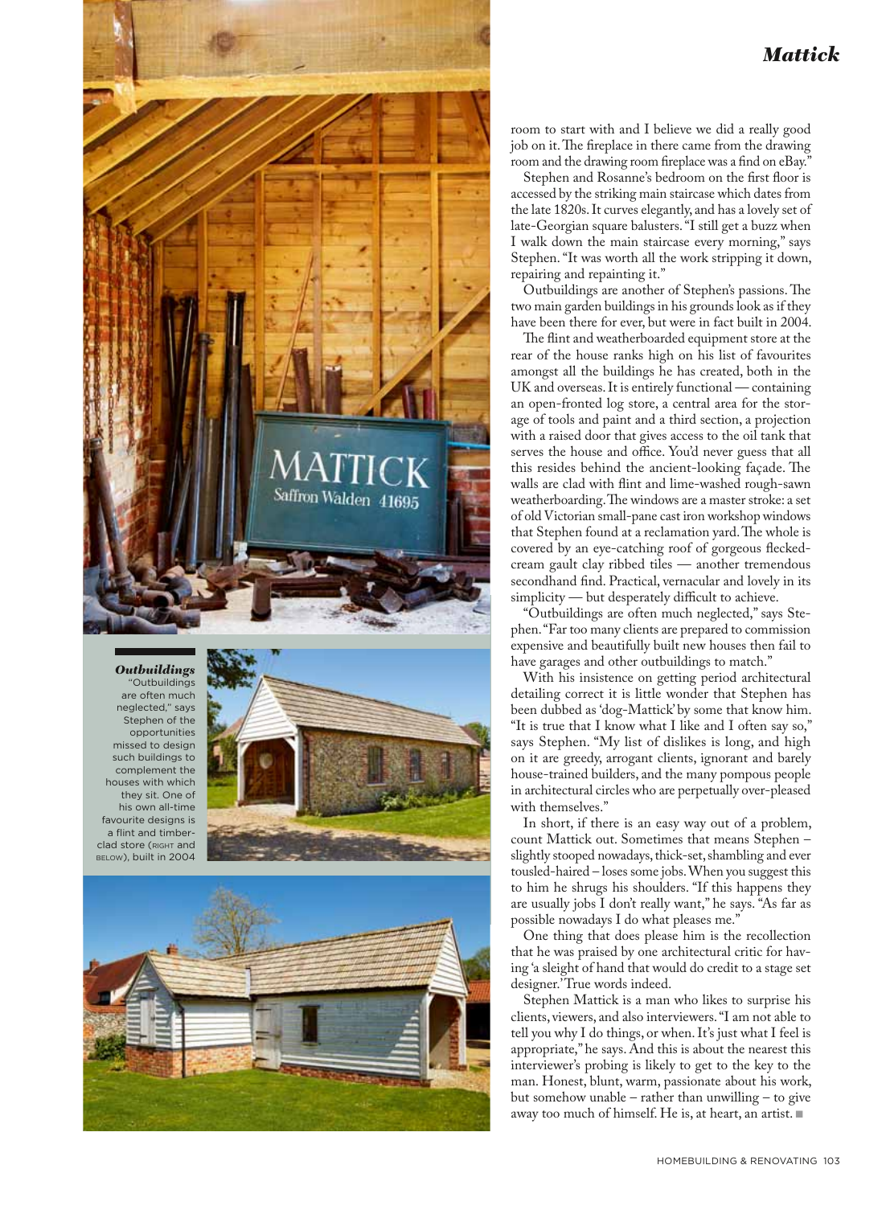room to start with and I believe we did a really good job on it. The fireplace in there came from the drawing room and the drawing room fireplace was a find on eBay."

Stephen and Rosanne's bedroom on the first floor is accessed by the striking main staircase which dates from the late 1820s. It curves elegantly, and has a lovely set of late-Georgian square balusters. "I still get a buzz when I walk down the main staircase every morning," says Stephen. "It was worth all the work stripping it down, repairing and repainting it."

Outbuildings are another of Stephen's passions. The two main garden buildings in his grounds look as if they have been there for ever, but were in fact built in 2004.

The flint and weatherboarded equipment store at the rear of the house ranks high on his list of favourites amongst all the buildings he has created, both in the UK and overseas. It is entirely functional — containing an open-fronted log store, a central area for the storage of tools and paint and a third section, a projection with a raised door that gives access to the oil tank that serves the house and office. You'd never guess that all this resides behind the ancient-looking façade. The walls are clad with flint and lime-washed rough-sawn weatherboarding. The windows are a master stroke: a set of old Victorian small-pane cast iron workshop windows that Stephen found at a reclamation yard. The whole is covered by an eye-catching roof of gorgeous flecked-cream gault clay ribbed tiles — another tremendous secondhand find. Practical, vernacular and lovely in its simplicity — but desperately difficult to achieve.

"Outbuildings are often much neglected," says Stephen. "Far too many clients are prepared to commission expensive and beautifully built new houses then fail to have garages and other outbuildings to match."

With his insistence on getting period architectural detailing correct it is little wonder that Stephen has been dubbed as 'dog-Mattick' by some that know him. "It is true that I know what I like and I often say so," says Stephen. "My list of dislikes is long, and high on it are greedy, arrogant clients, ignorant and barely house-trained builders, and the many pompous people in architectural circles who are perpetually over-pleased with themselves."

In short, if there is an easy way out of a problem, count Mattick out. Sometimes that means Stephen – slightly stooped nowadays, thick-set, shambling and ever tousled-haired – loses some jobs. When you suggest this to him he shrugs his shoulders. "If this happens they are usually jobs I don't really want," he says. "As far as possible nowadays I do what pleases me."

One thing that does please him is the recollection that he was praised by one architectural critic for having 'a sleight of hand that would do credit to a stage set designer.' True words indeed.

Stephen Mattick is a man who likes to surprise his clients, viewers, and also interviewers. "I am not able to tell you why I do things, or when. It's just what I feel is appropriate," he says. And this is about the nearest this interviewer's probing is likely to get to the key to the man. Honest, blunt, warm, passionate about his work, but somehow unable – rather than unwilling – to give away too much of himself. He is, at heart, an artist. ■

***Outbuildings*** "Outbuildings are often much neglected," says Stephen of the opportunities missed to design such buildings to complement the houses with which they sit. One of his own all-time favourite designs is a flint and timber-clad store (RIGHT and BELOW), built in 2004